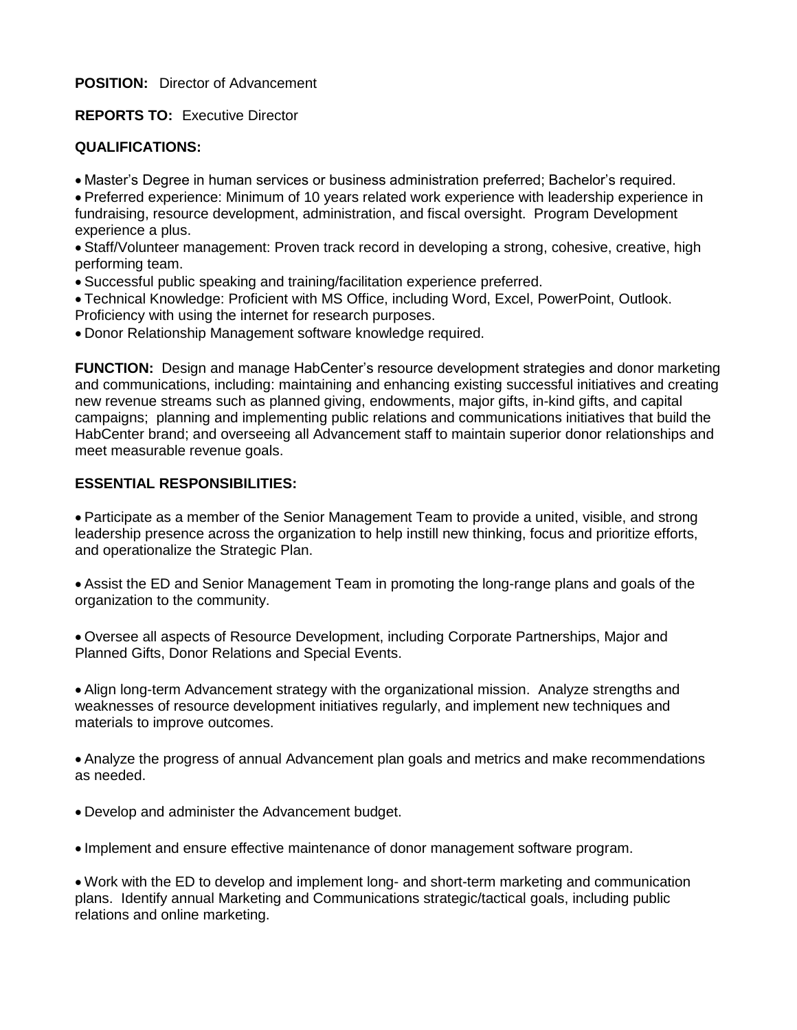**POSITION:** Director of Advancement

**REPORTS TO:** Executive Director

**QUALIFICATIONS:**

- Master's Degree in human services or business administration preferred; Bachelor's required.
- Preferred experience: Minimum of 10 years related work experience with leadership experience in fundraising, resource development, administration, and fiscal oversight. Program Development experience a plus.
- Staff/Volunteer management: Proven track record in developing a strong, cohesive, creative, high performing team.
- Successful public speaking and training/facilitation experience preferred.
- Technical Knowledge: Proficient with MS Office, including Word, Excel, PowerPoint, Outlook. Proficiency with using the internet for research purposes.
- Donor Relationship Management software knowledge required.

**FUNCTION:** Design and manage HabCenter's resource development strategies and donor marketing and communications, including: maintaining and enhancing existing successful initiatives and creating new revenue streams such as planned giving, endowments, major gifts, in-kind gifts, and capital campaigns; planning and implementing public relations and communications initiatives that build the HabCenter brand; and overseeing all Advancement staff to maintain superior donor relationships and meet measurable revenue goals.

**ESSENTIAL RESPONSIBILITIES:**

- Participate as a member of the Senior Management Team to provide a united, visible, and strong leadership presence across the organization to help instill new thinking, focus and prioritize efforts, and operationalize the Strategic Plan.

- Assist the ED and Senior Management Team in promoting the long-range plans and goals of the organization to the community.

- Oversee all aspects of Resource Development, including Corporate Partnerships, Major and Planned Gifts, Donor Relations and Special Events.

- Align long-term Advancement strategy with the organizational mission. Analyze strengths and weaknesses of resource development initiatives regularly, and implement new techniques and materials to improve outcomes.

- Analyze the progress of annual Advancement plan goals and metrics and make recommendations as needed.

- Develop and administer the Advancement budget.

- Implement and ensure effective maintenance of donor management software program.

- Work with the ED to develop and implement long- and short-term marketing and communication plans. Identify annual Marketing and Communications strategic/tactical goals, including public relations and online marketing.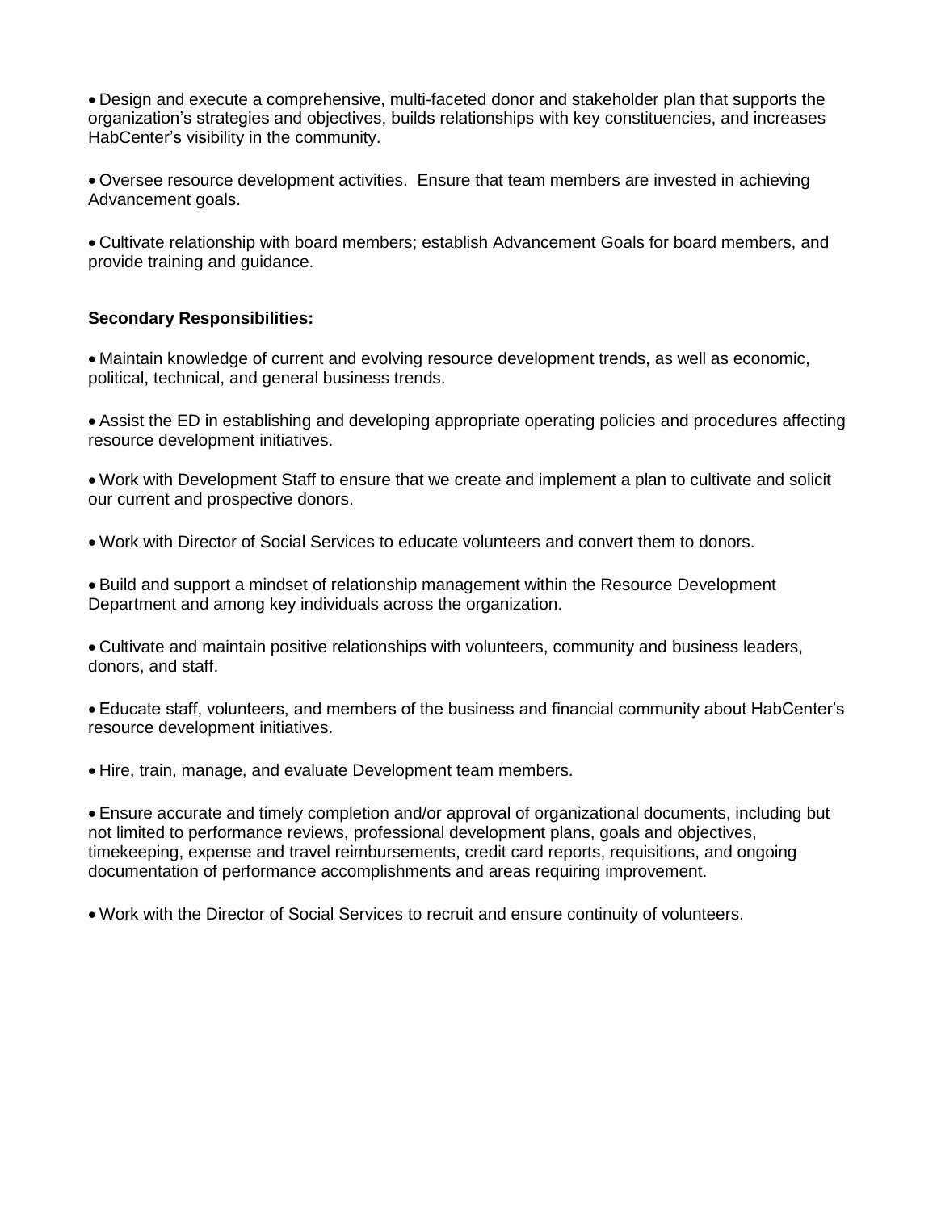- Design and execute a comprehensive, multi-faceted donor and stakeholder plan that supports the organization's strategies and objectives, builds relationships with key constituencies, and increases HabCenter's visibility in the community.

- Oversee resource development activities. Ensure that team members are invested in achieving Advancement goals.

- Cultivate relationship with board members; establish Advancement Goals for board members, and provide training and guidance.

**Secondary Responsibilities:**

- Maintain knowledge of current and evolving resource development trends, as well as economic, political, technical, and general business trends.

- Assist the ED in establishing and developing appropriate operating policies and procedures affecting resource development initiatives.

- Work with Development Staff to ensure that we create and implement a plan to cultivate and solicit our current and prospective donors.

- Work with Director of Social Services to educate volunteers and convert them to donors.

- Build and support a mindset of relationship management within the Resource Development Department and among key individuals across the organization.

- Cultivate and maintain positive relationships with volunteers, community and business leaders, donors, and staff.

- Educate staff, volunteers, and members of the business and financial community about HabCenter's resource development initiatives.

- Hire, train, manage, and evaluate Development team members.

- Ensure accurate and timely completion and/or approval of organizational documents, including but not limited to performance reviews, professional development plans, goals and objectives, timekeeping, expense and travel reimbursements, credit card reports, requisitions, and ongoing documentation of performance accomplishments and areas requiring improvement.

- Work with the Director of Social Services to recruit and ensure continuity of volunteers.